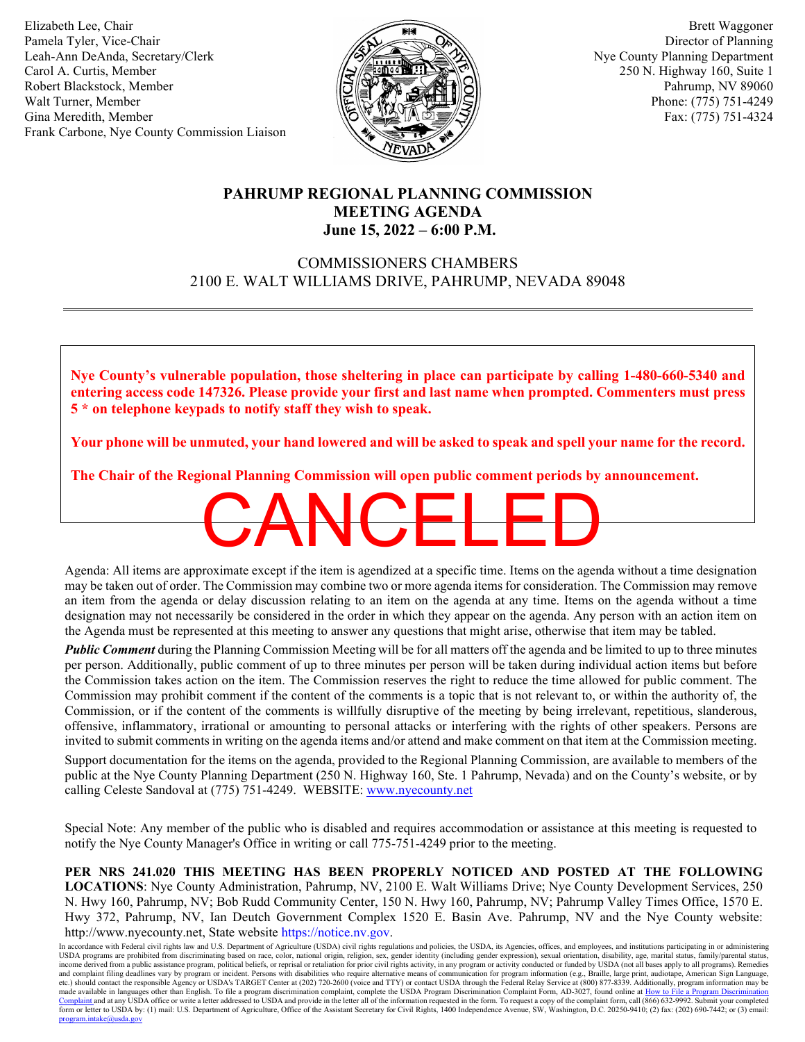Elizabeth Lee, Chair
Pamela Tyler, Vice-Chair
Leah-Ann DeAnda, Secretary/Clerk
Carol A. Curtis, Member
Robert Blackstock, Member
Walt Turner, Member
Gina Meredith, Member
Frank Carbone, Nye County Commission Liaison

Brett Waggoner
Director of Planning
Nye County Planning Department
250 N. Highway 160, Suite 1
Pahrump, NV 89060
Phone: (775) 751-4249
Fax: (775) 751-4324

# PAHRUMP REGIONAL PLANNING COMMISSION
## MEETING AGENDA
## June 15, 2022 – 6:00 P.M.

COMMISSIONERS CHAMBERS
2100 E. WALT WILLIAMS DRIVE, PAHRUMP, NEVADA 89048

---

**Nye County's vulnerable population, those sheltering in place can participate by calling 1-480-660-5340 and entering access code 147326. Please provide your first and last name when prompted. Commenters must press 5 * on telephone keypads to notify staff they wish to speak.**

**Your phone will be unmuted, your hand lowered and will be asked to speak and spell your name for the record.**

**The Chair of the Regional Planning Commission will open public comment periods by announcement.**

# CANCELED

Agenda: All items are approximate except if the item is agendized at a specific time. Items on the agenda without a time designation may be taken out of order. The Commission may combine two or more agenda items for consideration. The Commission may remove an item from the agenda or delay discussion relating to an item on the agenda at any time. Items on the agenda without a time designation may not necessarily be considered in the order in which they appear on the agenda. Any person with an action item on the Agenda must be represented at this meeting to answer any questions that might arise, otherwise that item may be tabled.

***Public Comment*** during the Planning Commission Meeting will be for all matters off the agenda and be limited to up to three minutes per person. Additionally, public comment of up to three minutes per person will be taken during individual action items but before the Commission takes action on the item. The Commission reserves the right to reduce the time allowed for public comment. The Commission may prohibit comment if the content of the comments is a topic that is not relevant to, or within the authority of, the Commission, or if the content of the comments is willfully disruptive of the meeting by being irrelevant, repetitious, slanderous, offensive, inflammatory, irrational or amounting to personal attacks or interfering with the rights of other speakers. Persons are invited to submit comments in writing on the agenda items and/or attend and make comment on that item at the Commission meeting.

Support documentation for the items on the agenda, provided to the Regional Planning Commission, are available to members of the public at the Nye County Planning Department (250 N. Highway 160, Ste. 1 Pahrump, Nevada) and on the County's website, or by calling Celeste Sandoval at (775) 751-4249. WEBSITE: www.nyecounty.net

Special Note: Any member of the public who is disabled and requires accommodation or assistance at this meeting is requested to notify the Nye County Manager's Office in writing or call 775-751-4249 prior to the meeting.

**PER NRS 241.020 THIS MEETING HAS BEEN PROPERLY NOTICED AND POSTED AT THE FOLLOWING LOCATIONS**: Nye County Administration, Pahrump, NV, 2100 E. Walt Williams Drive; Nye County Development Services, 250 N. Hwy 160, Pahrump, NV; Bob Rudd Community Center, 150 N. Hwy 160, Pahrump, NV; Pahrump Valley Times Office, 1570 E. Hwy 372, Pahrump, NV, Ian Deutch Government Complex 1520 E. Basin Ave. Pahrump, NV and the Nye County website: http://www.nyecounty.net, State website https://notice.nv.gov.

In accordance with Federal civil rights law and U.S. Department of Agriculture (USDA) civil rights regulations and policies, the USDA, its Agencies, offices, and employees, and institutions participating in or administering USDA programs are prohibited from discriminating based on race, color, national origin, religion, sex, gender identity (including gender expression), sexual orientation, disability, age, marital status, family/parental status, income derived from a public assistance program, political beliefs, or reprisal or retaliation for prior civil rights activity, in any program or activity conducted or funded by USDA (not all bases apply to all programs). Remedies and complaint filing deadlines vary by program or incident. Persons with disabilities who require alternative means of communication for program information (e.g., Braille, large print, audiotape, American Sign Language, etc.) should contact the responsible Agency or USDA's TARGET Center at (202) 720-2600 (voice and TTY) or contact USDA through the Federal Relay Service at (800) 877-8339. Additionally, program information may be made available in languages other than English. To file a program discrimination complaint, complete the USDA Program Discrimination Complaint Form, AD-3027, found online at How to File a Program Discrimination Complaint and at any USDA office or write a letter addressed to USDA and provide in the letter all of the information requested in the form. To request a copy of the complaint form, call (866) 632-9992. Submit your completed form or letter to USDA by: (1) mail: U.S. Department of Agriculture, Office of the Assistant Secretary for Civil Rights, 1400 Independence Avenue, SW, Washington, D.C. 20250-9410; (2) fax: (202) 690-7442; or (3) email: program.intake@usda.gov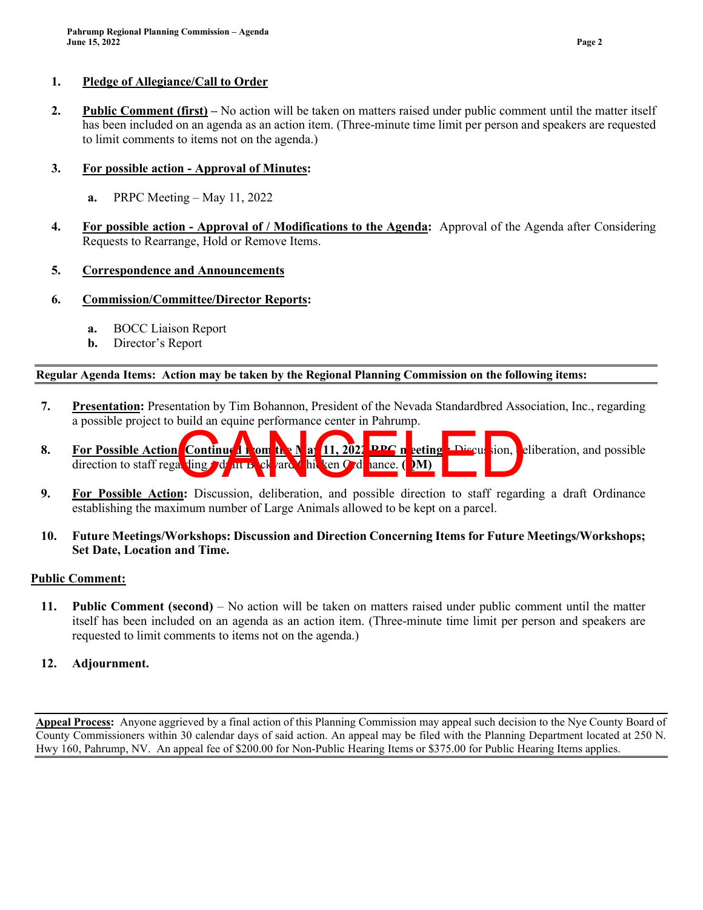1. **Pledge of Allegiance/Call to Order**

2. **Public Comment (first) –** No action will be taken on matters raised under public comment until the matter itself has been included on an agenda as an action item. (Three-minute time limit per person and speakers are requested to limit comments to items not on the agenda.)

3. **For possible action - Approval of Minutes:**

   a. PRPC Meeting – May 11, 2022

4. **For possible action - Approval of / Modifications to the Agenda:** Approval of the Agenda after Considering Requests to Rearrange, Hold or Remove Items.

5. **Correspondence and Announcements**

6. **Commission/Committee/Director Reports:**

   a. BOCC Liaison Report
   b. Director's Report

**Regular Agenda Items: Action may be taken by the Regional Planning Commission on the following items:**

7. **Presentation:** Presentation by Tim Bohannon, President of the Nevada Standardbred Association, Inc., regarding a possible project to build an equine performance center in Pahrump.

8. **For Possible Action (Continued from the May 11, 2022 RPC meeting):** Discussion, deliberation, and possible direction to staff regarding a draft Backyard Chicken Ordinance. **(DM)** CANCELED

9. **For Possible Action:** Discussion, deliberation, and possible direction to staff regarding a draft Ordinance establishing the maximum number of Large Animals allowed to be kept on a parcel.

10. **Future Meetings/Workshops: Discussion and Direction Concerning Items for Future Meetings/Workshops; Set Date, Location and Time.**

**Public Comment:**

11. **Public Comment (second)** – No action will be taken on matters raised under public comment until the matter itself has been included on an agenda as an action item. (Three-minute time limit per person and speakers are requested to limit comments to items not on the agenda.)

12. **Adjournment.**

**Appeal Process:** Anyone aggrieved by a final action of this Planning Commission may appeal such decision to the Nye County Board of County Commissioners within 30 calendar days of said action. An appeal may be filed with the Planning Department located at 250 N. Hwy 160, Pahrump, NV. An appeal fee of $200.00 for Non-Public Hearing Items or $375.00 for Public Hearing Items applies.